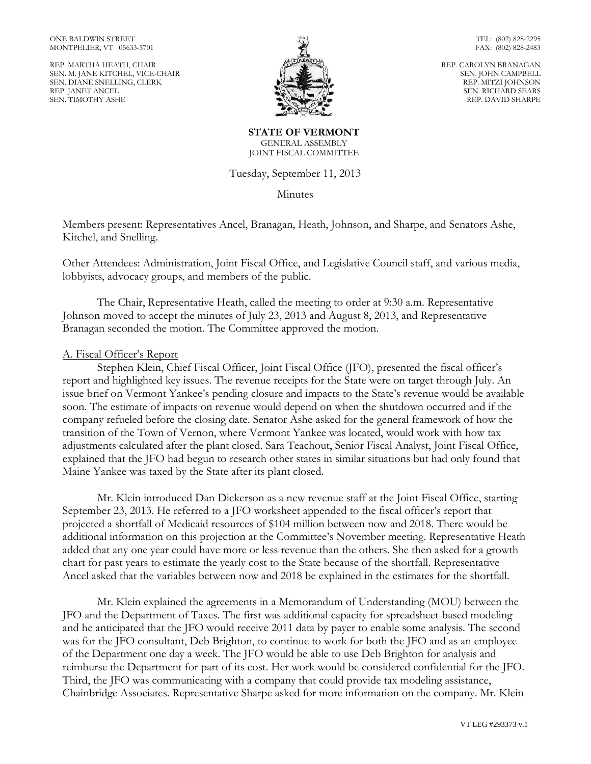ONE BALDWIN STREET
MONTPELIER, VT 05633-5701

TEL: (802) 828-2295
FAX: (802) 828-2483

REP. MARTHA HEATH, CHAIR
SEN. M. JANE KITCHEL, VICE-CHAIR
SEN. DIANE SNELLING, CLERK
REP. JANET ANCEL
SEN. TIMOTHY ASHE

REP. CAROLYN BRANAGAN
SEN. JOHN CAMPBELL
REP. MITZI JOHNSON
SEN. RICHARD SEARS
REP. DAVID SHARPE

**STATE OF VERMONT**
GENERAL ASSEMBLY
JOINT FISCAL COMMITTEE

Tuesday, September 11, 2013

Minutes

Members present: Representatives Ancel, Branagan, Heath, Johnson, and Sharpe, and Senators Ashe, Kitchel, and Snelling.

Other Attendees: Administration, Joint Fiscal Office, and Legislative Council staff, and various media, lobbyists, advocacy groups, and members of the public.

The Chair, Representative Heath, called the meeting to order at 9:30 a.m. Representative Johnson moved to accept the minutes of July 23, 2013 and August 8, 2013, and Representative Branagan seconded the motion. The Committee approved the motion.

A. Fiscal Officer's Report

Stephen Klein, Chief Fiscal Officer, Joint Fiscal Office (JFO), presented the fiscal officer's report and highlighted key issues. The revenue receipts for the State were on target through July. An issue brief on Vermont Yankee's pending closure and impacts to the State's revenue would be available soon. The estimate of impacts on revenue would depend on when the shutdown occurred and if the company refueled before the closing date. Senator Ashe asked for the general framework of how the transition of the Town of Vernon, where Vermont Yankee was located, would work with how tax adjustments calculated after the plant closed. Sara Teachout, Senior Fiscal Analyst, Joint Fiscal Office, explained that the JFO had begun to research other states in similar situations but had only found that Maine Yankee was taxed by the State after its plant closed.

Mr. Klein introduced Dan Dickerson as a new revenue staff at the Joint Fiscal Office, starting September 23, 2013. He referred to a JFO worksheet appended to the fiscal officer's report that projected a shortfall of Medicaid resources of $104 million between now and 2018. There would be additional information on this projection at the Committee's November meeting. Representative Heath added that any one year could have more or less revenue than the others. She then asked for a growth chart for past years to estimate the yearly cost to the State because of the shortfall. Representative Ancel asked that the variables between now and 2018 be explained in the estimates for the shortfall.

Mr. Klein explained the agreements in a Memorandum of Understanding (MOU) between the JFO and the Department of Taxes. The first was additional capacity for spreadsheet-based modeling and he anticipated that the JFO would receive 2011 data by payer to enable some analysis. The second was for the JFO consultant, Deb Brighton, to continue to work for both the JFO and as an employee of the Department one day a week. The JFO would be able to use Deb Brighton for analysis and reimburse the Department for part of its cost. Her work would be considered confidential for the JFO. Third, the JFO was communicating with a company that could provide tax modeling assistance, Chainbridge Associates. Representative Sharpe asked for more information on the company. Mr. Klein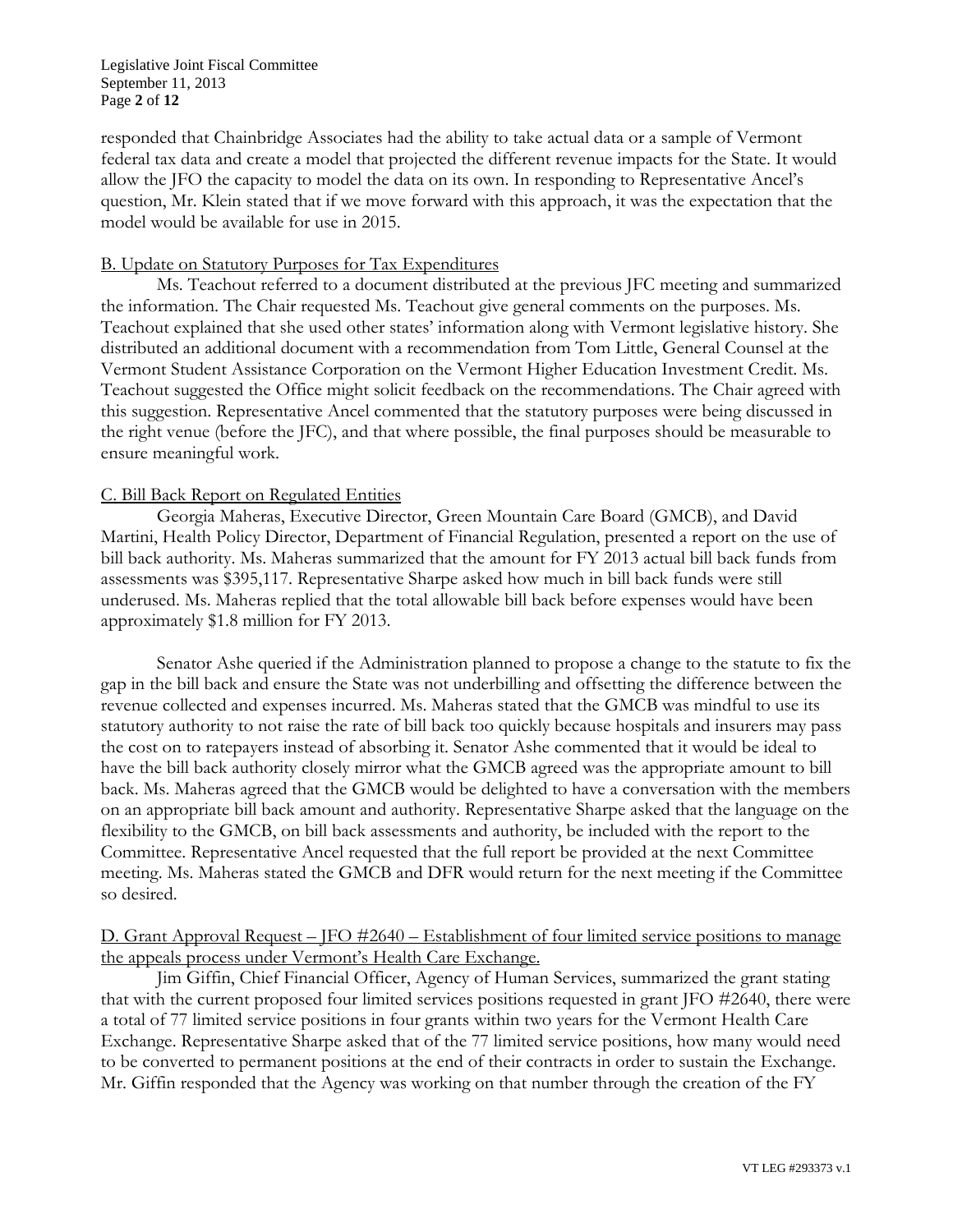responded that Chainbridge Associates had the ability to take actual data or a sample of Vermont federal tax data and create a model that projected the different revenue impacts for the State. It would allow the JFO the capacity to model the data on its own. In responding to Representative Ancel's question, Mr. Klein stated that if we move forward with this approach, it was the expectation that the model would be available for use in 2015.

B. Update on Statutory Purposes for Tax Expenditures

Ms. Teachout referred to a document distributed at the previous JFC meeting and summarized the information. The Chair requested Ms. Teachout give general comments on the purposes. Ms. Teachout explained that she used other states' information along with Vermont legislative history. She distributed an additional document with a recommendation from Tom Little, General Counsel at the Vermont Student Assistance Corporation on the Vermont Higher Education Investment Credit. Ms. Teachout suggested the Office might solicit feedback on the recommendations. The Chair agreed with this suggestion. Representative Ancel commented that the statutory purposes were being discussed in the right venue (before the JFC), and that where possible, the final purposes should be measurable to ensure meaningful work.

C. Bill Back Report on Regulated Entities

Georgia Maheras, Executive Director, Green Mountain Care Board (GMCB), and David Martini, Health Policy Director, Department of Financial Regulation, presented a report on the use of bill back authority. Ms. Maheras summarized that the amount for FY 2013 actual bill back funds from assessments was $395,117. Representative Sharpe asked how much in bill back funds were still underused. Ms. Maheras replied that the total allowable bill back before expenses would have been approximately $1.8 million for FY 2013.

Senator Ashe queried if the Administration planned to propose a change to the statute to fix the gap in the bill back and ensure the State was not underbilling and offsetting the difference between the revenue collected and expenses incurred. Ms. Maheras stated that the GMCB was mindful to use its statutory authority to not raise the rate of bill back too quickly because hospitals and insurers may pass the cost on to ratepayers instead of absorbing it. Senator Ashe commented that it would be ideal to have the bill back authority closely mirror what the GMCB agreed was the appropriate amount to bill back. Ms. Maheras agreed that the GMCB would be delighted to have a conversation with the members on an appropriate bill back amount and authority. Representative Sharpe asked that the language on the flexibility to the GMCB, on bill back assessments and authority, be included with the report to the Committee. Representative Ancel requested that the full report be provided at the next Committee meeting. Ms. Maheras stated the GMCB and DFR would return for the next meeting if the Committee so desired.

D. Grant Approval Request – JFO #2640 – Establishment of four limited service positions to manage the appeals process under Vermont's Health Care Exchange.

Jim Giffin, Chief Financial Officer, Agency of Human Services, summarized the grant stating that with the current proposed four limited services positions requested in grant JFO #2640, there were a total of 77 limited service positions in four grants within two years for the Vermont Health Care Exchange. Representative Sharpe asked that of the 77 limited service positions, how many would need to be converted to permanent positions at the end of their contracts in order to sustain the Exchange. Mr. Giffin responded that the Agency was working on that number through the creation of the FY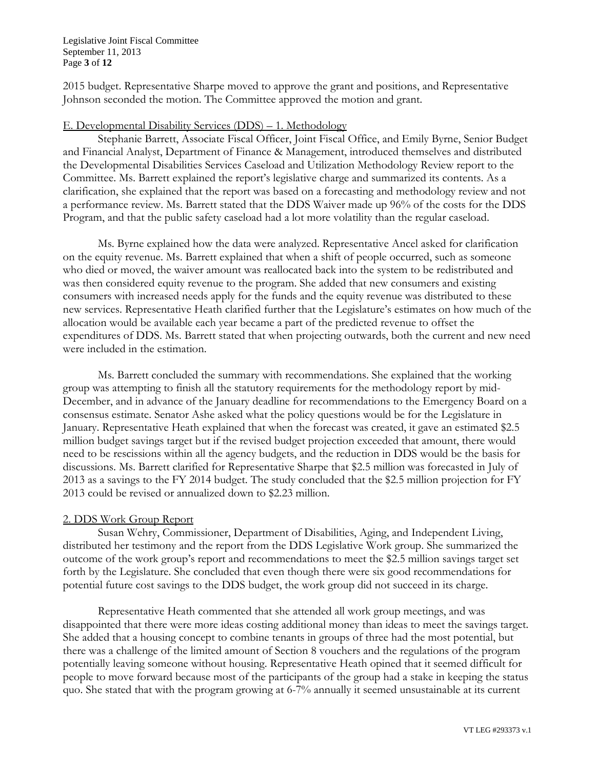2015 budget. Representative Sharpe moved to approve the grant and positions, and Representative Johnson seconded the motion. The Committee approved the motion and grant.

E. Developmental Disability Services (DDS) – 1. Methodology

Stephanie Barrett, Associate Fiscal Officer, Joint Fiscal Office, and Emily Byrne, Senior Budget and Financial Analyst, Department of Finance & Management, introduced themselves and distributed the Developmental Disabilities Services Caseload and Utilization Methodology Review report to the Committee. Ms. Barrett explained the report's legislative charge and summarized its contents. As a clarification, she explained that the report was based on a forecasting and methodology review and not a performance review. Ms. Barrett stated that the DDS Waiver made up 96% of the costs for the DDS Program, and that the public safety caseload had a lot more volatility than the regular caseload.

Ms. Byrne explained how the data were analyzed. Representative Ancel asked for clarification on the equity revenue. Ms. Barrett explained that when a shift of people occurred, such as someone who died or moved, the waiver amount was reallocated back into the system to be redistributed and was then considered equity revenue to the program. She added that new consumers and existing consumers with increased needs apply for the funds and the equity revenue was distributed to these new services. Representative Heath clarified further that the Legislature's estimates on how much of the allocation would be available each year became a part of the predicted revenue to offset the expenditures of DDS. Ms. Barrett stated that when projecting outwards, both the current and new need were included in the estimation.

Ms. Barrett concluded the summary with recommendations. She explained that the working group was attempting to finish all the statutory requirements for the methodology report by mid-December, and in advance of the January deadline for recommendations to the Emergency Board on a consensus estimate. Senator Ashe asked what the policy questions would be for the Legislature in January. Representative Heath explained that when the forecast was created, it gave an estimated $2.5 million budget savings target but if the revised budget projection exceeded that amount, there would need to be rescissions within all the agency budgets, and the reduction in DDS would be the basis for discussions. Ms. Barrett clarified for Representative Sharpe that $2.5 million was forecasted in July of 2013 as a savings to the FY 2014 budget. The study concluded that the $2.5 million projection for FY 2013 could be revised or annualized down to $2.23 million.

2. DDS Work Group Report

Susan Wehry, Commissioner, Department of Disabilities, Aging, and Independent Living, distributed her testimony and the report from the DDS Legislative Work group. She summarized the outcome of the work group's report and recommendations to meet the $2.5 million savings target set forth by the Legislature. She concluded that even though there were six good recommendations for potential future cost savings to the DDS budget, the work group did not succeed in its charge.

Representative Heath commented that she attended all work group meetings, and was disappointed that there were more ideas costing additional money than ideas to meet the savings target. She added that a housing concept to combine tenants in groups of three had the most potential, but there was a challenge of the limited amount of Section 8 vouchers and the regulations of the program potentially leaving someone without housing. Representative Heath opined that it seemed difficult for people to move forward because most of the participants of the group had a stake in keeping the status quo. She stated that with the program growing at 6-7% annually it seemed unsustainable at its current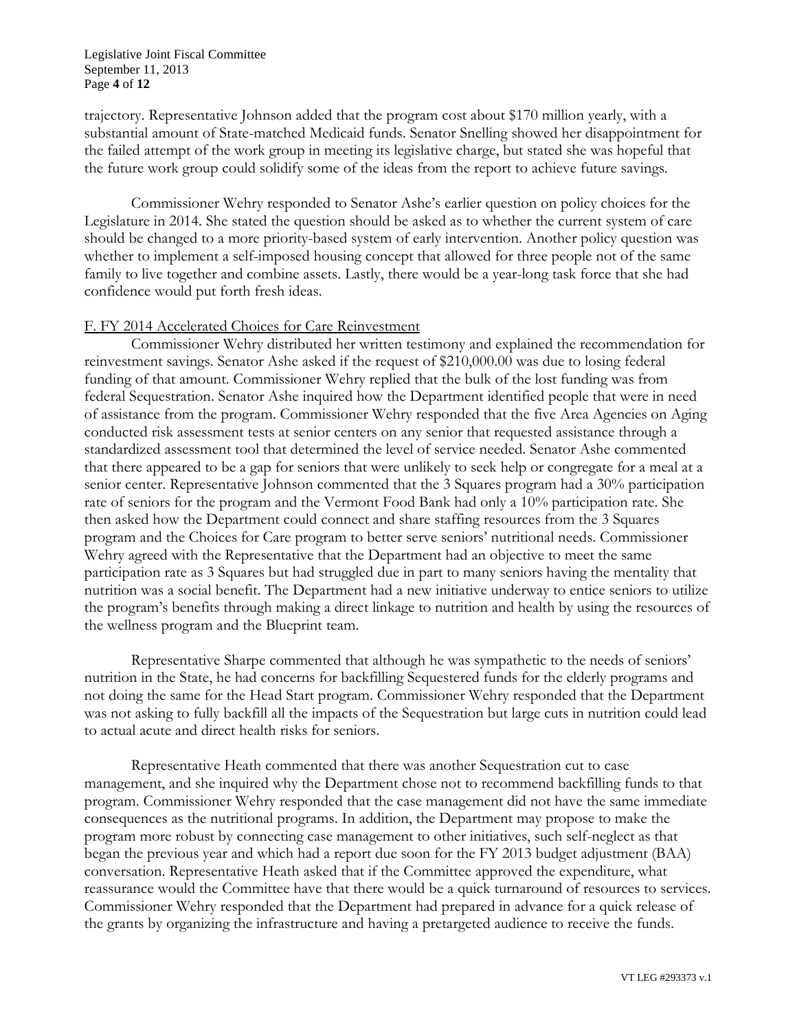trajectory. Representative Johnson added that the program cost about $170 million yearly, with a substantial amount of State-matched Medicaid funds. Senator Snelling showed her disappointment for the failed attempt of the work group in meeting its legislative charge, but stated she was hopeful that the future work group could solidify some of the ideas from the report to achieve future savings.

Commissioner Wehry responded to Senator Ashe's earlier question on policy choices for the Legislature in 2014. She stated the question should be asked as to whether the current system of care should be changed to a more priority-based system of early intervention. Another policy question was whether to implement a self-imposed housing concept that allowed for three people not of the same family to live together and combine assets. Lastly, there would be a year-long task force that she had confidence would put forth fresh ideas.

F. FY 2014 Accelerated Choices for Care Reinvestment

Commissioner Wehry distributed her written testimony and explained the recommendation for reinvestment savings. Senator Ashe asked if the request of $210,000.00 was due to losing federal funding of that amount. Commissioner Wehry replied that the bulk of the lost funding was from federal Sequestration. Senator Ashe inquired how the Department identified people that were in need of assistance from the program. Commissioner Wehry responded that the five Area Agencies on Aging conducted risk assessment tests at senior centers on any senior that requested assistance through a standardized assessment tool that determined the level of service needed. Senator Ashe commented that there appeared to be a gap for seniors that were unlikely to seek help or congregate for a meal at a senior center. Representative Johnson commented that the 3 Squares program had a 30% participation rate of seniors for the program and the Vermont Food Bank had only a 10% participation rate. She then asked how the Department could connect and share staffing resources from the 3 Squares program and the Choices for Care program to better serve seniors' nutritional needs. Commissioner Wehry agreed with the Representative that the Department had an objective to meet the same participation rate as 3 Squares but had struggled due in part to many seniors having the mentality that nutrition was a social benefit. The Department had a new initiative underway to entice seniors to utilize the program's benefits through making a direct linkage to nutrition and health by using the resources of the wellness program and the Blueprint team.

Representative Sharpe commented that although he was sympathetic to the needs of seniors' nutrition in the State, he had concerns for backfilling Sequestered funds for the elderly programs and not doing the same for the Head Start program. Commissioner Wehry responded that the Department was not asking to fully backfill all the impacts of the Sequestration but large cuts in nutrition could lead to actual acute and direct health risks for seniors.

Representative Heath commented that there was another Sequestration cut to case management, and she inquired why the Department chose not to recommend backfilling funds to that program. Commissioner Wehry responded that the case management did not have the same immediate consequences as the nutritional programs. In addition, the Department may propose to make the program more robust by connecting case management to other initiatives, such self-neglect as that began the previous year and which had a report due soon for the FY 2013 budget adjustment (BAA) conversation. Representative Heath asked that if the Committee approved the expenditure, what reassurance would the Committee have that there would be a quick turnaround of resources to services. Commissioner Wehry responded that the Department had prepared in advance for a quick release of the grants by organizing the infrastructure and having a pretargeted audience to receive the funds.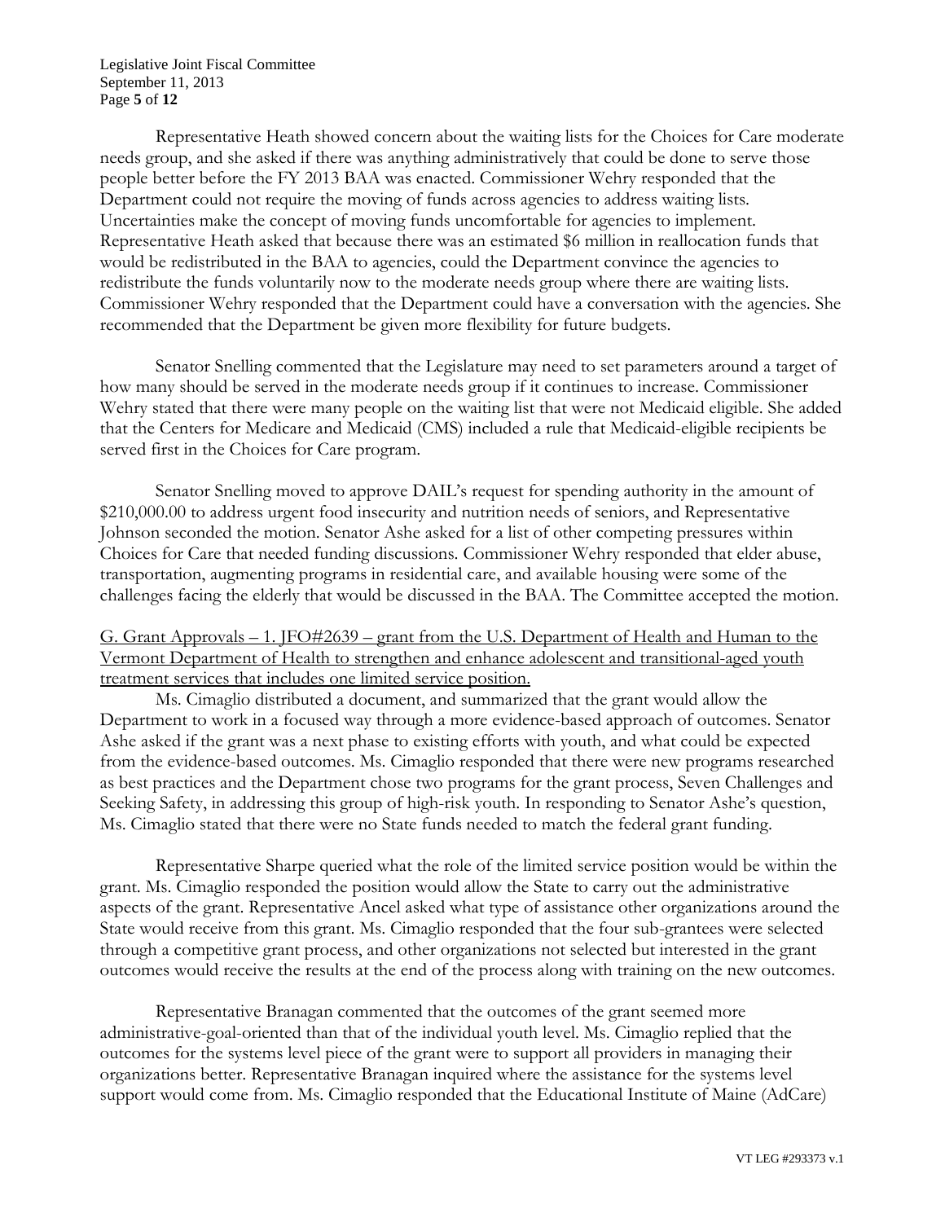Representative Heath showed concern about the waiting lists for the Choices for Care moderate needs group, and she asked if there was anything administratively that could be done to serve those people better before the FY 2013 BAA was enacted. Commissioner Wehry responded that the Department could not require the moving of funds across agencies to address waiting lists. Uncertainties make the concept of moving funds uncomfortable for agencies to implement. Representative Heath asked that because there was an estimated $6 million in reallocation funds that would be redistributed in the BAA to agencies, could the Department convince the agencies to redistribute the funds voluntarily now to the moderate needs group where there are waiting lists. Commissioner Wehry responded that the Department could have a conversation with the agencies. She recommended that the Department be given more flexibility for future budgets.

Senator Snelling commented that the Legislature may need to set parameters around a target of how many should be served in the moderate needs group if it continues to increase. Commissioner Wehry stated that there were many people on the waiting list that were not Medicaid eligible. She added that the Centers for Medicare and Medicaid (CMS) included a rule that Medicaid-eligible recipients be served first in the Choices for Care program.

Senator Snelling moved to approve DAIL's request for spending authority in the amount of $210,000.00 to address urgent food insecurity and nutrition needs of seniors, and Representative Johnson seconded the motion. Senator Ashe asked for a list of other competing pressures within Choices for Care that needed funding discussions. Commissioner Wehry responded that elder abuse, transportation, augmenting programs in residential care, and available housing were some of the challenges facing the elderly that would be discussed in the BAA. The Committee accepted the motion.

<u>G. Grant Approvals – 1. JFO#2639 – grant from the U.S. Department of Health and Human to the Vermont Department of Health to strengthen and enhance adolescent and transitional-aged youth treatment services that includes one limited service position.</u>

Ms. Cimaglio distributed a document, and summarized that the grant would allow the Department to work in a focused way through a more evidence-based approach of outcomes. Senator Ashe asked if the grant was a next phase to existing efforts with youth, and what could be expected from the evidence-based outcomes. Ms. Cimaglio responded that there were new programs researched as best practices and the Department chose two programs for the grant process, Seven Challenges and Seeking Safety, in addressing this group of high-risk youth. In responding to Senator Ashe's question, Ms. Cimaglio stated that there were no State funds needed to match the federal grant funding.

Representative Sharpe queried what the role of the limited service position would be within the grant. Ms. Cimaglio responded the position would allow the State to carry out the administrative aspects of the grant. Representative Ancel asked what type of assistance other organizations around the State would receive from this grant. Ms. Cimaglio responded that the four sub-grantees were selected through a competitive grant process, and other organizations not selected but interested in the grant outcomes would receive the results at the end of the process along with training on the new outcomes.

Representative Branagan commented that the outcomes of the grant seemed more administrative-goal-oriented than that of the individual youth level. Ms. Cimaglio replied that the outcomes for the systems level piece of the grant were to support all providers in managing their organizations better. Representative Branagan inquired where the assistance for the systems level support would come from. Ms. Cimaglio responded that the Educational Institute of Maine (AdCare)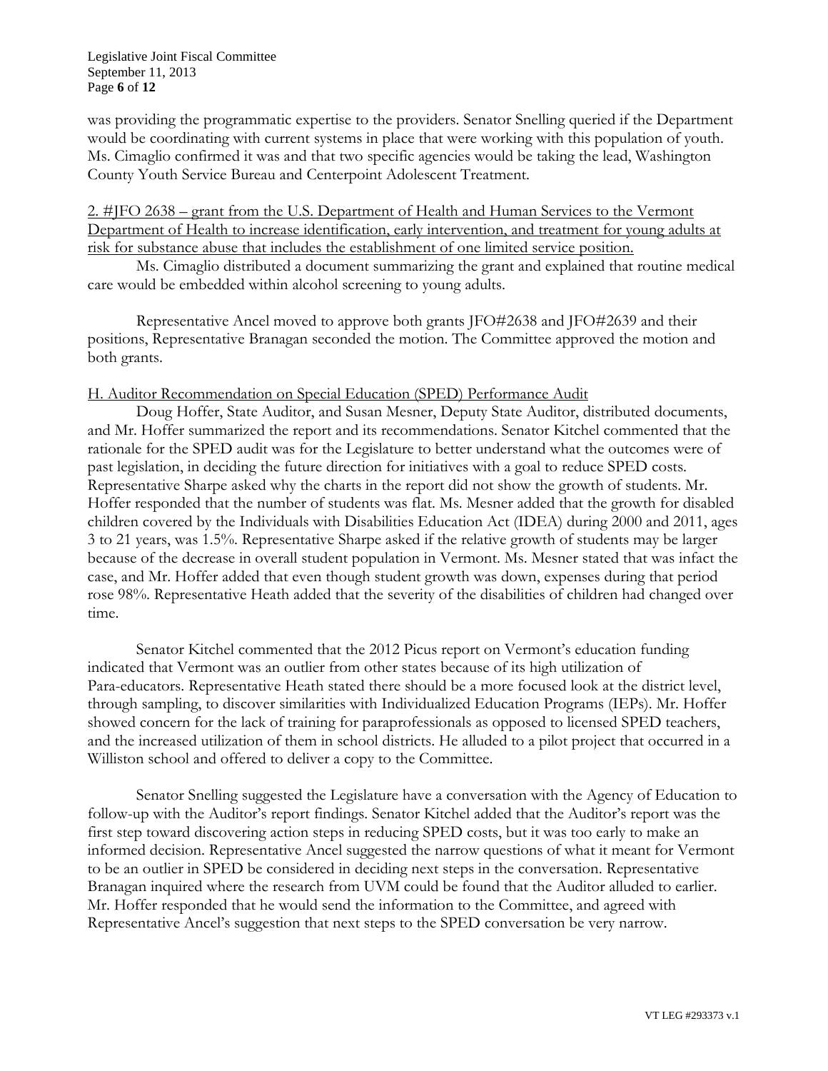was providing the programmatic expertise to the providers. Senator Snelling queried if the Department would be coordinating with current systems in place that were working with this population of youth. Ms. Cimaglio confirmed it was and that two specific agencies would be taking the lead, Washington County Youth Service Bureau and Centerpoint Adolescent Treatment.

<u>2. #JFO 2638 – grant from the U.S. Department of Health and Human Services to the Vermont Department of Health to increase identification, early intervention, and treatment for young adults at risk for substance abuse that includes the establishment of one limited service position.</u>

Ms. Cimaglio distributed a document summarizing the grant and explained that routine medical care would be embedded within alcohol screening to young adults.

Representative Ancel moved to approve both grants JFO#2638 and JFO#2639 and their positions, Representative Branagan seconded the motion. The Committee approved the motion and both grants.

<u>H. Auditor Recommendation on Special Education (SPED) Performance Audit</u>

Doug Hoffer, State Auditor, and Susan Mesner, Deputy State Auditor, distributed documents, and Mr. Hoffer summarized the report and its recommendations. Senator Kitchel commented that the rationale for the SPED audit was for the Legislature to better understand what the outcomes were of past legislation, in deciding the future direction for initiatives with a goal to reduce SPED costs. Representative Sharpe asked why the charts in the report did not show the growth of students. Mr. Hoffer responded that the number of students was flat. Ms. Mesner added that the growth for disabled children covered by the Individuals with Disabilities Education Act (IDEA) during 2000 and 2011, ages 3 to 21 years, was 1.5%. Representative Sharpe asked if the relative growth of students may be larger because of the decrease in overall student population in Vermont. Ms. Mesner stated that was infact the case, and Mr. Hoffer added that even though student growth was down, expenses during that period rose 98%. Representative Heath added that the severity of the disabilities of children had changed over time.

Senator Kitchel commented that the 2012 Picus report on Vermont's education funding indicated that Vermont was an outlier from other states because of its high utilization of Para-educators. Representative Heath stated there should be a more focused look at the district level, through sampling, to discover similarities with Individualized Education Programs (IEPs). Mr. Hoffer showed concern for the lack of training for paraprofessionals as opposed to licensed SPED teachers, and the increased utilization of them in school districts. He alluded to a pilot project that occurred in a Williston school and offered to deliver a copy to the Committee.

Senator Snelling suggested the Legislature have a conversation with the Agency of Education to follow-up with the Auditor's report findings. Senator Kitchel added that the Auditor's report was the first step toward discovering action steps in reducing SPED costs, but it was too early to make an informed decision. Representative Ancel suggested the narrow questions of what it meant for Vermont to be an outlier in SPED be considered in deciding next steps in the conversation. Representative Branagan inquired where the research from UVM could be found that the Auditor alluded to earlier. Mr. Hoffer responded that he would send the information to the Committee, and agreed with Representative Ancel's suggestion that next steps to the SPED conversation be very narrow.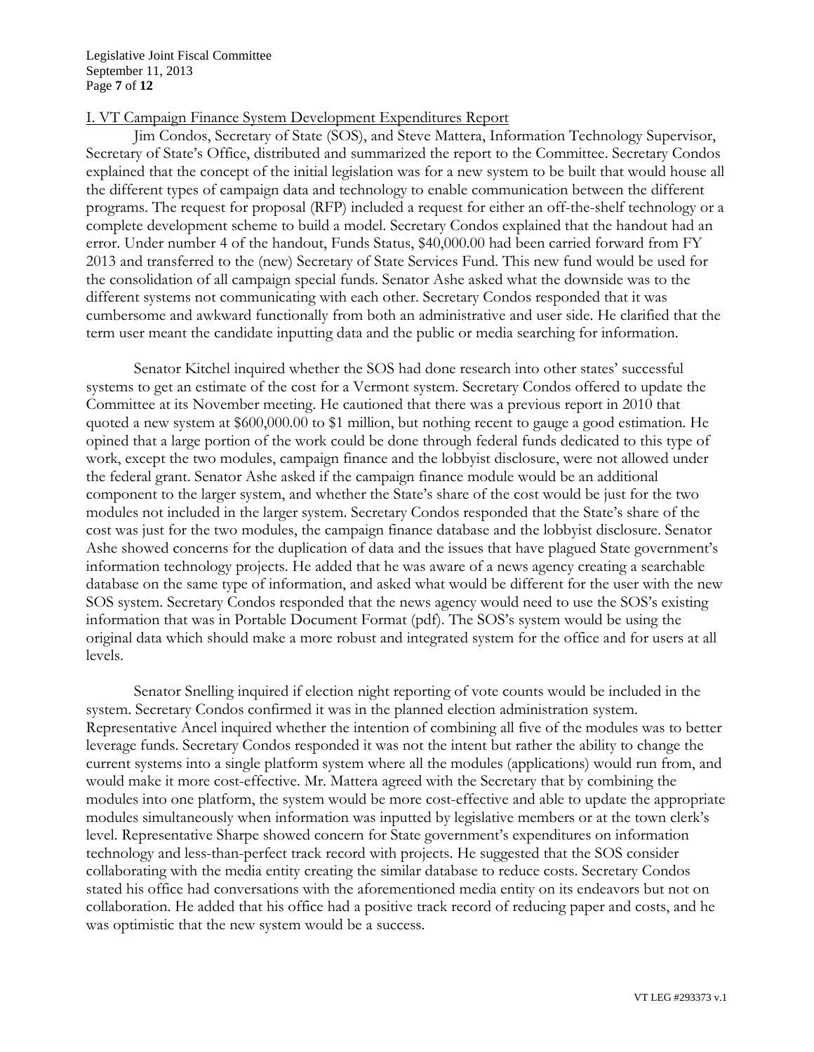I. VT Campaign Finance System Development Expenditures Report

Jim Condos, Secretary of State (SOS), and Steve Mattera, Information Technology Supervisor, Secretary of State's Office, distributed and summarized the report to the Committee. Secretary Condos explained that the concept of the initial legislation was for a new system to be built that would house all the different types of campaign data and technology to enable communication between the different programs. The request for proposal (RFP) included a request for either an off-the-shelf technology or a complete development scheme to build a model. Secretary Condos explained that the handout had an error. Under number 4 of the handout, Funds Status, $40,000.00 had been carried forward from FY 2013 and transferred to the (new) Secretary of State Services Fund. This new fund would be used for the consolidation of all campaign special funds. Senator Ashe asked what the downside was to the different systems not communicating with each other. Secretary Condos responded that it was cumbersome and awkward functionally from both an administrative and user side. He clarified that the term user meant the candidate inputting data and the public or media searching for information.

Senator Kitchel inquired whether the SOS had done research into other states' successful systems to get an estimate of the cost for a Vermont system. Secretary Condos offered to update the Committee at its November meeting. He cautioned that there was a previous report in 2010 that quoted a new system at $600,000.00 to $1 million, but nothing recent to gauge a good estimation. He opined that a large portion of the work could be done through federal funds dedicated to this type of work, except the two modules, campaign finance and the lobbyist disclosure, were not allowed under the federal grant. Senator Ashe asked if the campaign finance module would be an additional component to the larger system, and whether the State's share of the cost would be just for the two modules not included in the larger system. Secretary Condos responded that the State's share of the cost was just for the two modules, the campaign finance database and the lobbyist disclosure. Senator Ashe showed concerns for the duplication of data and the issues that have plagued State government's information technology projects. He added that he was aware of a news agency creating a searchable database on the same type of information, and asked what would be different for the user with the new SOS system. Secretary Condos responded that the news agency would need to use the SOS's existing information that was in Portable Document Format (pdf). The SOS's system would be using the original data which should make a more robust and integrated system for the office and for users at all levels.

Senator Snelling inquired if election night reporting of vote counts would be included in the system. Secretary Condos confirmed it was in the planned election administration system. Representative Ancel inquired whether the intention of combining all five of the modules was to better leverage funds. Secretary Condos responded it was not the intent but rather the ability to change the current systems into a single platform system where all the modules (applications) would run from, and would make it more cost-effective. Mr. Mattera agreed with the Secretary that by combining the modules into one platform, the system would be more cost-effective and able to update the appropriate modules simultaneously when information was inputted by legislative members or at the town clerk's level. Representative Sharpe showed concern for State government's expenditures on information technology and less-than-perfect track record with projects. He suggested that the SOS consider collaborating with the media entity creating the similar database to reduce costs. Secretary Condos stated his office had conversations with the aforementioned media entity on its endeavors but not on collaboration. He added that his office had a positive track record of reducing paper and costs, and he was optimistic that the new system would be a success.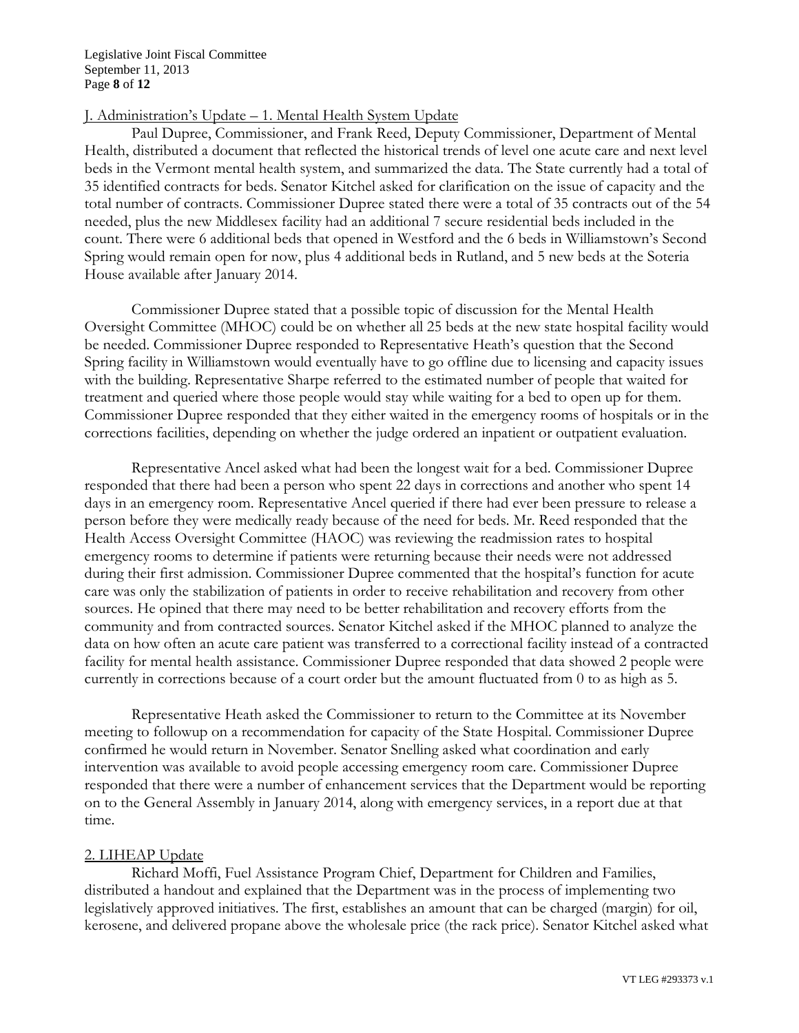J. Administration's Update – 1. Mental Health System Update

Paul Dupree, Commissioner, and Frank Reed, Deputy Commissioner, Department of Mental Health, distributed a document that reflected the historical trends of level one acute care and next level beds in the Vermont mental health system, and summarized the data. The State currently had a total of 35 identified contracts for beds. Senator Kitchel asked for clarification on the issue of capacity and the total number of contracts. Commissioner Dupree stated there were a total of 35 contracts out of the 54 needed, plus the new Middlesex facility had an additional 7 secure residential beds included in the count. There were 6 additional beds that opened in Westford and the 6 beds in Williamstown's Second Spring would remain open for now, plus 4 additional beds in Rutland, and 5 new beds at the Soteria House available after January 2014.

Commissioner Dupree stated that a possible topic of discussion for the Mental Health Oversight Committee (MHOC) could be on whether all 25 beds at the new state hospital facility would be needed. Commissioner Dupree responded to Representative Heath's question that the Second Spring facility in Williamstown would eventually have to go offline due to licensing and capacity issues with the building. Representative Sharpe referred to the estimated number of people that waited for treatment and queried where those people would stay while waiting for a bed to open up for them. Commissioner Dupree responded that they either waited in the emergency rooms of hospitals or in the corrections facilities, depending on whether the judge ordered an inpatient or outpatient evaluation.

Representative Ancel asked what had been the longest wait for a bed. Commissioner Dupree responded that there had been a person who spent 22 days in corrections and another who spent 14 days in an emergency room. Representative Ancel queried if there had ever been pressure to release a person before they were medically ready because of the need for beds. Mr. Reed responded that the Health Access Oversight Committee (HAOC) was reviewing the readmission rates to hospital emergency rooms to determine if patients were returning because their needs were not addressed during their first admission. Commissioner Dupree commented that the hospital's function for acute care was only the stabilization of patients in order to receive rehabilitation and recovery from other sources. He opined that there may need to be better rehabilitation and recovery efforts from the community and from contracted sources. Senator Kitchel asked if the MHOC planned to analyze the data on how often an acute care patient was transferred to a correctional facility instead of a contracted facility for mental health assistance. Commissioner Dupree responded that data showed 2 people were currently in corrections because of a court order but the amount fluctuated from 0 to as high as 5.

Representative Heath asked the Commissioner to return to the Committee at its November meeting to followup on a recommendation for capacity of the State Hospital. Commissioner Dupree confirmed he would return in November. Senator Snelling asked what coordination and early intervention was available to avoid people accessing emergency room care. Commissioner Dupree responded that there were a number of enhancement services that the Department would be reporting on to the General Assembly in January 2014, along with emergency services, in a report due at that time.

2. LIHEAP Update

Richard Moffi, Fuel Assistance Program Chief, Department for Children and Families, distributed a handout and explained that the Department was in the process of implementing two legislatively approved initiatives. The first, establishes an amount that can be charged (margin) for oil, kerosene, and delivered propane above the wholesale price (the rack price). Senator Kitchel asked what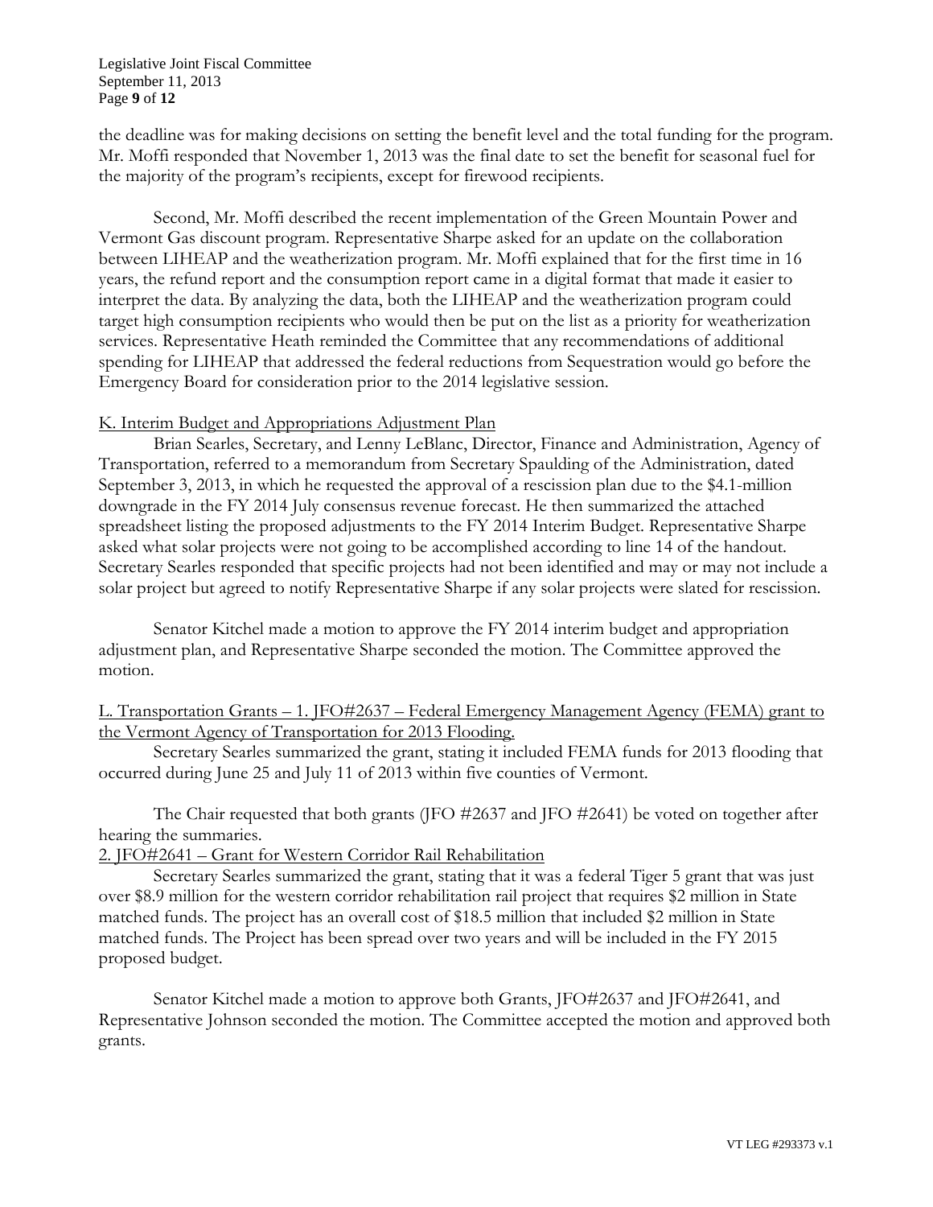the deadline was for making decisions on setting the benefit level and the total funding for the program. Mr. Moffi responded that November 1, 2013 was the final date to set the benefit for seasonal fuel for the majority of the program's recipients, except for firewood recipients.

Second, Mr. Moffi described the recent implementation of the Green Mountain Power and Vermont Gas discount program. Representative Sharpe asked for an update on the collaboration between LIHEAP and the weatherization program. Mr. Moffi explained that for the first time in 16 years, the refund report and the consumption report came in a digital format that made it easier to interpret the data. By analyzing the data, both the LIHEAP and the weatherization program could target high consumption recipients who would then be put on the list as a priority for weatherization services. Representative Heath reminded the Committee that any recommendations of additional spending for LIHEAP that addressed the federal reductions from Sequestration would go before the Emergency Board for consideration prior to the 2014 legislative session.

K. Interim Budget and Appropriations Adjustment Plan

Brian Searles, Secretary, and Lenny LeBlanc, Director, Finance and Administration, Agency of Transportation, referred to a memorandum from Secretary Spaulding of the Administration, dated September 3, 2013, in which he requested the approval of a rescission plan due to the $4.1-million downgrade in the FY 2014 July consensus revenue forecast. He then summarized the attached spreadsheet listing the proposed adjustments to the FY 2014 Interim Budget. Representative Sharpe asked what solar projects were not going to be accomplished according to line 14 of the handout. Secretary Searles responded that specific projects had not been identified and may or may not include a solar project but agreed to notify Representative Sharpe if any solar projects were slated for rescission.

Senator Kitchel made a motion to approve the FY 2014 interim budget and appropriation adjustment plan, and Representative Sharpe seconded the motion. The Committee approved the motion.

L. Transportation Grants – 1. JFO#2637 – Federal Emergency Management Agency (FEMA) grant to the Vermont Agency of Transportation for 2013 Flooding.

Secretary Searles summarized the grant, stating it included FEMA funds for 2013 flooding that occurred during June 25 and July 11 of 2013 within five counties of Vermont.

The Chair requested that both grants (JFO #2637 and JFO #2641) be voted on together after hearing the summaries.

2. JFO#2641 – Grant for Western Corridor Rail Rehabilitation

Secretary Searles summarized the grant, stating that it was a federal Tiger 5 grant that was just over $8.9 million for the western corridor rehabilitation rail project that requires $2 million in State matched funds. The project has an overall cost of $18.5 million that included $2 million in State matched funds. The Project has been spread over two years and will be included in the FY 2015 proposed budget.

Senator Kitchel made a motion to approve both Grants, JFO#2637 and JFO#2641, and Representative Johnson seconded the motion. The Committee accepted the motion and approved both grants.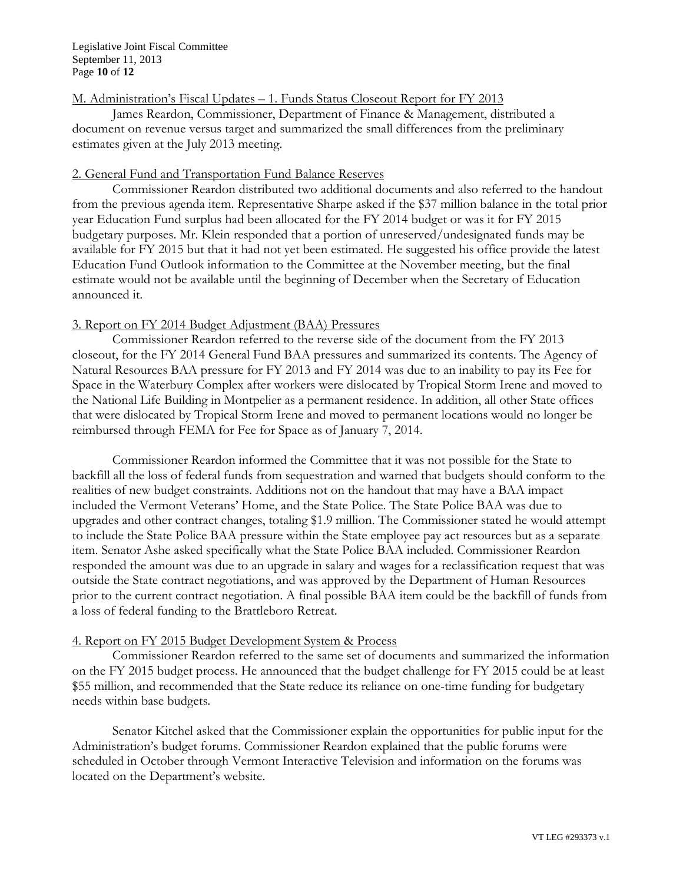M. Administration's Fiscal Updates – 1. Funds Status Closeout Report for FY 2013

James Reardon, Commissioner, Department of Finance & Management, distributed a document on revenue versus target and summarized the small differences from the preliminary estimates given at the July 2013 meeting.

2. General Fund and Transportation Fund Balance Reserves

Commissioner Reardon distributed two additional documents and also referred to the handout from the previous agenda item. Representative Sharpe asked if the $37 million balance in the total prior year Education Fund surplus had been allocated for the FY 2014 budget or was it for FY 2015 budgetary purposes. Mr. Klein responded that a portion of unreserved/undesignated funds may be available for FY 2015 but that it had not yet been estimated. He suggested his office provide the latest Education Fund Outlook information to the Committee at the November meeting, but the final estimate would not be available until the beginning of December when the Secretary of Education announced it.

3. Report on FY 2014 Budget Adjustment (BAA) Pressures

Commissioner Reardon referred to the reverse side of the document from the FY 2013 closeout, for the FY 2014 General Fund BAA pressures and summarized its contents. The Agency of Natural Resources BAA pressure for FY 2013 and FY 2014 was due to an inability to pay its Fee for Space in the Waterbury Complex after workers were dislocated by Tropical Storm Irene and moved to the National Life Building in Montpelier as a permanent residence. In addition, all other State offices that were dislocated by Tropical Storm Irene and moved to permanent locations would no longer be reimbursed through FEMA for Fee for Space as of January 7, 2014.

Commissioner Reardon informed the Committee that it was not possible for the State to backfill all the loss of federal funds from sequestration and warned that budgets should conform to the realities of new budget constraints. Additions not on the handout that may have a BAA impact included the Vermont Veterans' Home, and the State Police. The State Police BAA was due to upgrades and other contract changes, totaling $1.9 million. The Commissioner stated he would attempt to include the State Police BAA pressure within the State employee pay act resources but as a separate item. Senator Ashe asked specifically what the State Police BAA included. Commissioner Reardon responded the amount was due to an upgrade in salary and wages for a reclassification request that was outside the State contract negotiations, and was approved by the Department of Human Resources prior to the current contract negotiation. A final possible BAA item could be the backfill of funds from a loss of federal funding to the Brattleboro Retreat.

4. Report on FY 2015 Budget Development System & Process

Commissioner Reardon referred to the same set of documents and summarized the information on the FY 2015 budget process. He announced that the budget challenge for FY 2015 could be at least $55 million, and recommended that the State reduce its reliance on one-time funding for budgetary needs within base budgets.

Senator Kitchel asked that the Commissioner explain the opportunities for public input for the Administration's budget forums. Commissioner Reardon explained that the public forums were scheduled in October through Vermont Interactive Television and information on the forums was located on the Department's website.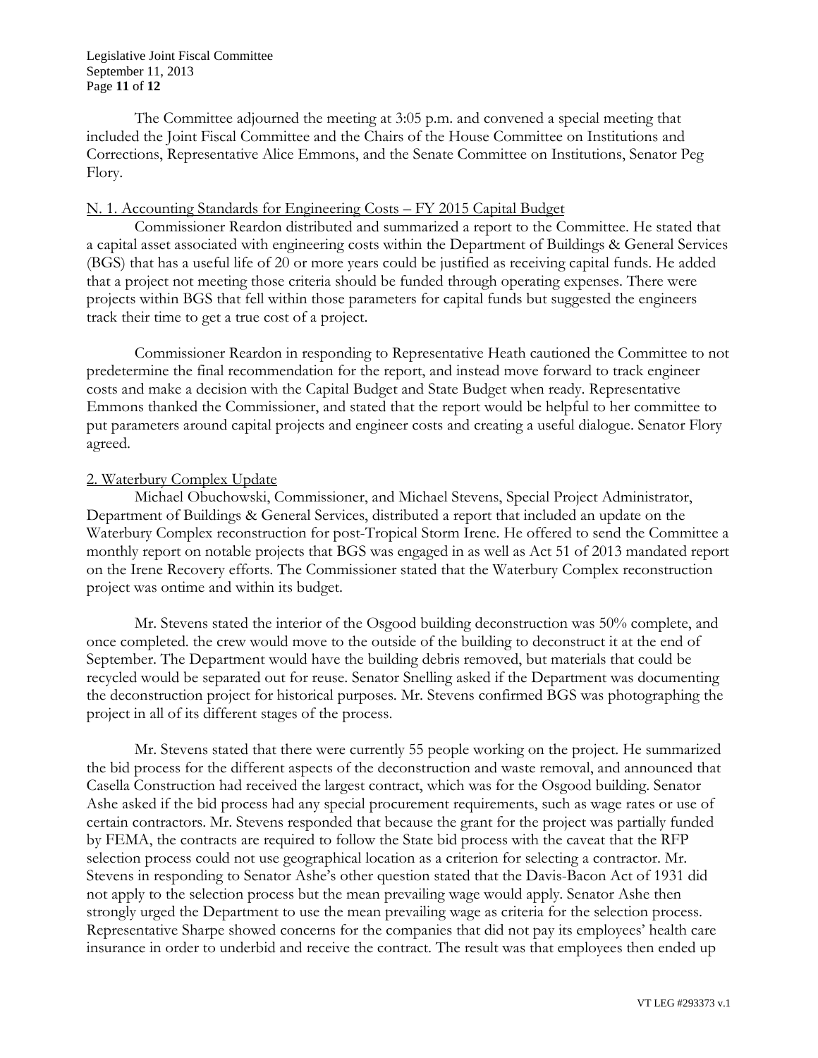The Committee adjourned the meeting at 3:05 p.m. and convened a special meeting that included the Joint Fiscal Committee and the Chairs of the House Committee on Institutions and Corrections, Representative Alice Emmons, and the Senate Committee on Institutions, Senator Peg Flory.

N. 1. Accounting Standards for Engineering Costs – FY 2015 Capital Budget

Commissioner Reardon distributed and summarized a report to the Committee. He stated that a capital asset associated with engineering costs within the Department of Buildings & General Services (BGS) that has a useful life of 20 or more years could be justified as receiving capital funds. He added that a project not meeting those criteria should be funded through operating expenses. There were projects within BGS that fell within those parameters for capital funds but suggested the engineers track their time to get a true cost of a project.

Commissioner Reardon in responding to Representative Heath cautioned the Committee to not predetermine the final recommendation for the report, and instead move forward to track engineer costs and make a decision with the Capital Budget and State Budget when ready. Representative Emmons thanked the Commissioner, and stated that the report would be helpful to her committee to put parameters around capital projects and engineer costs and creating a useful dialogue. Senator Flory agreed.

2. Waterbury Complex Update

Michael Obuchowski, Commissioner, and Michael Stevens, Special Project Administrator, Department of Buildings & General Services, distributed a report that included an update on the Waterbury Complex reconstruction for post-Tropical Storm Irene. He offered to send the Committee a monthly report on notable projects that BGS was engaged in as well as Act 51 of 2013 mandated report on the Irene Recovery efforts. The Commissioner stated that the Waterbury Complex reconstruction project was ontime and within its budget.

Mr. Stevens stated the interior of the Osgood building deconstruction was 50% complete, and once completed. the crew would move to the outside of the building to deconstruct it at the end of September. The Department would have the building debris removed, but materials that could be recycled would be separated out for reuse. Senator Snelling asked if the Department was documenting the deconstruction project for historical purposes. Mr. Stevens confirmed BGS was photographing the project in all of its different stages of the process.

Mr. Stevens stated that there were currently 55 people working on the project. He summarized the bid process for the different aspects of the deconstruction and waste removal, and announced that Casella Construction had received the largest contract, which was for the Osgood building. Senator Ashe asked if the bid process had any special procurement requirements, such as wage rates or use of certain contractors. Mr. Stevens responded that because the grant for the project was partially funded by FEMA, the contracts are required to follow the State bid process with the caveat that the RFP selection process could not use geographical location as a criterion for selecting a contractor. Mr. Stevens in responding to Senator Ashe's other question stated that the Davis-Bacon Act of 1931 did not apply to the selection process but the mean prevailing wage would apply. Senator Ashe then strongly urged the Department to use the mean prevailing wage as criteria for the selection process. Representative Sharpe showed concerns for the companies that did not pay its employees' health care insurance in order to underbid and receive the contract. The result was that employees then ended up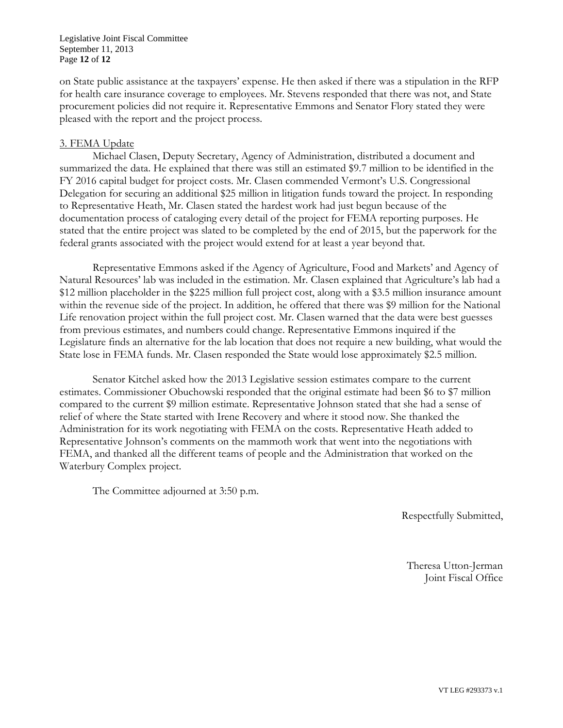on State public assistance at the taxpayers' expense. He then asked if there was a stipulation in the RFP for health care insurance coverage to employees. Mr. Stevens responded that there was not, and State procurement policies did not require it. Representative Emmons and Senator Flory stated they were pleased with the report and the project process.

3. FEMA Update

Michael Clasen, Deputy Secretary, Agency of Administration, distributed a document and summarized the data. He explained that there was still an estimated $9.7 million to be identified in the FY 2016 capital budget for project costs. Mr. Clasen commended Vermont's U.S. Congressional Delegation for securing an additional $25 million in litigation funds toward the project. In responding to Representative Heath, Mr. Clasen stated the hardest work had just begun because of the documentation process of cataloging every detail of the project for FEMA reporting purposes. He stated that the entire project was slated to be completed by the end of 2015, but the paperwork for the federal grants associated with the project would extend for at least a year beyond that.

Representative Emmons asked if the Agency of Agriculture, Food and Markets' and Agency of Natural Resources' lab was included in the estimation. Mr. Clasen explained that Agriculture's lab had a $12 million placeholder in the $225 million full project cost, along with a $3.5 million insurance amount within the revenue side of the project. In addition, he offered that there was $9 million for the National Life renovation project within the full project cost. Mr. Clasen warned that the data were best guesses from previous estimates, and numbers could change. Representative Emmons inquired if the Legislature finds an alternative for the lab location that does not require a new building, what would the State lose in FEMA funds. Mr. Clasen responded the State would lose approximately $2.5 million.

Senator Kitchel asked how the 2013 Legislative session estimates compare to the current estimates. Commissioner Obuchowski responded that the original estimate had been $6 to $7 million compared to the current $9 million estimate. Representative Johnson stated that she had a sense of relief of where the State started with Irene Recovery and where it stood now. She thanked the Administration for its work negotiating with FEMA on the costs. Representative Heath added to Representative Johnson's comments on the mammoth work that went into the negotiations with FEMA, and thanked all the different teams of people and the Administration that worked on the Waterbury Complex project.

The Committee adjourned at 3:50 p.m.

Respectfully Submitted,

Theresa Utton-Jerman
Joint Fiscal Office

VT LEG #293373 v.1